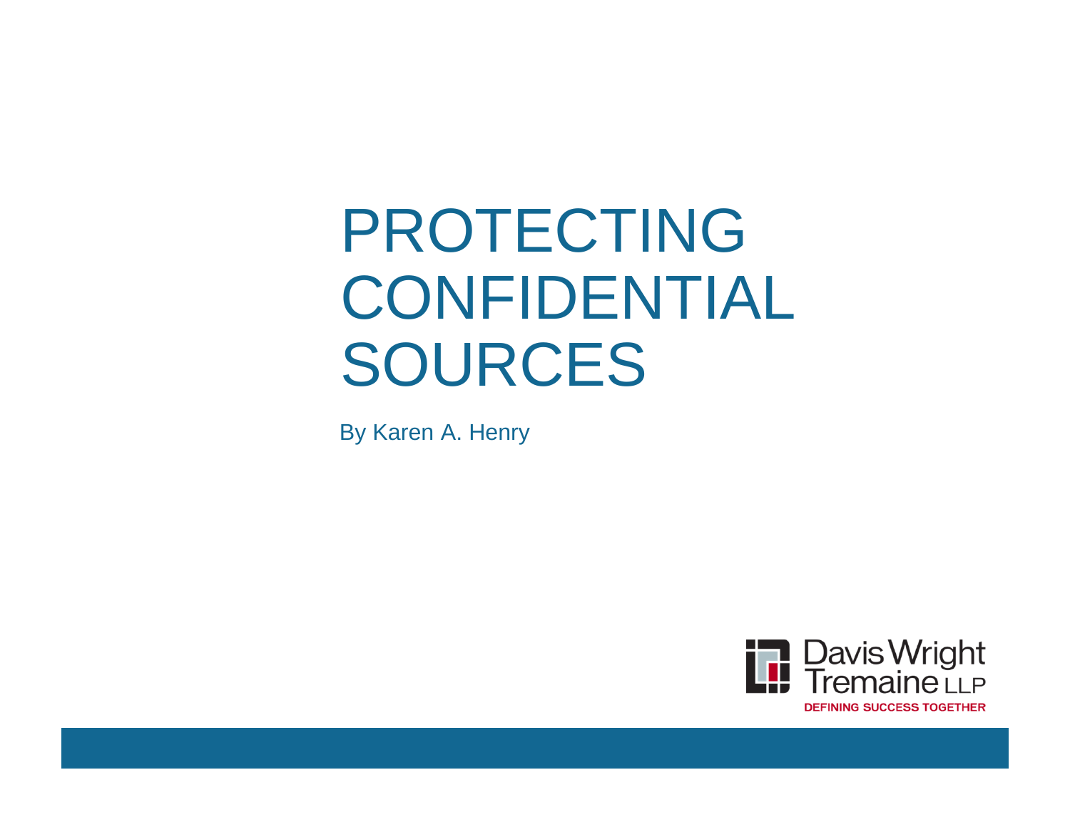# PROTECTING CONFIDENTIAL SOURCES

By Karen A. Henry

Davis Wright Tremaine LLP

DEFINING SUCCESS TOGETHER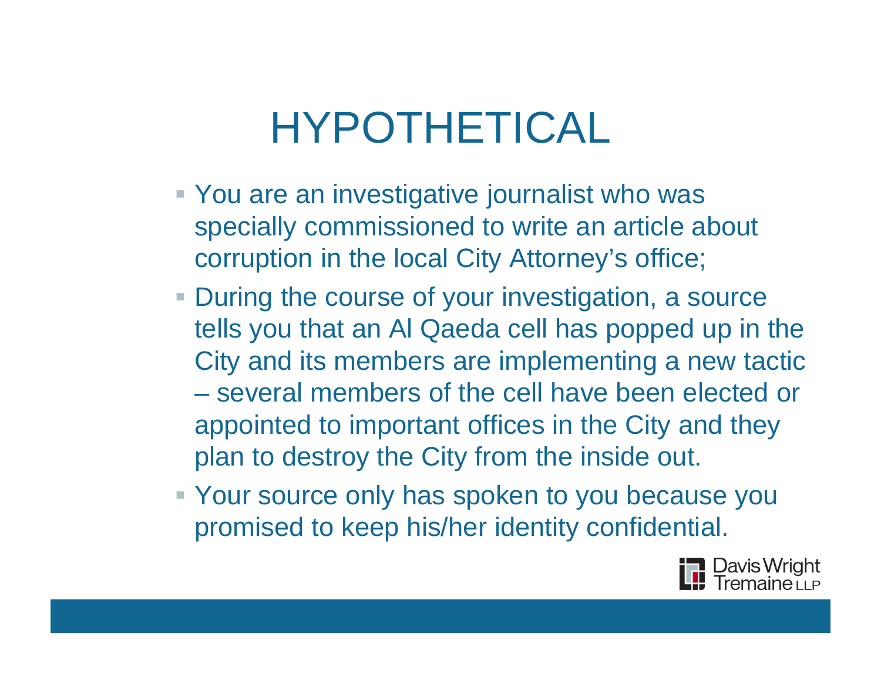# HYPOTHETICAL

- You are an investigative journalist who was specially commissioned to write an article about corruption in the local City Attorney's office;
- During the course of your investigation, a source tells you that an Al Qaeda cell has popped up in the City and its members are implementing a new tactic – several members of the cell have been elected or appointed to important offices in the City and they plan to destroy the City from the inside out.
- Your source only has spoken to you because you promised to keep his/her identity confidential.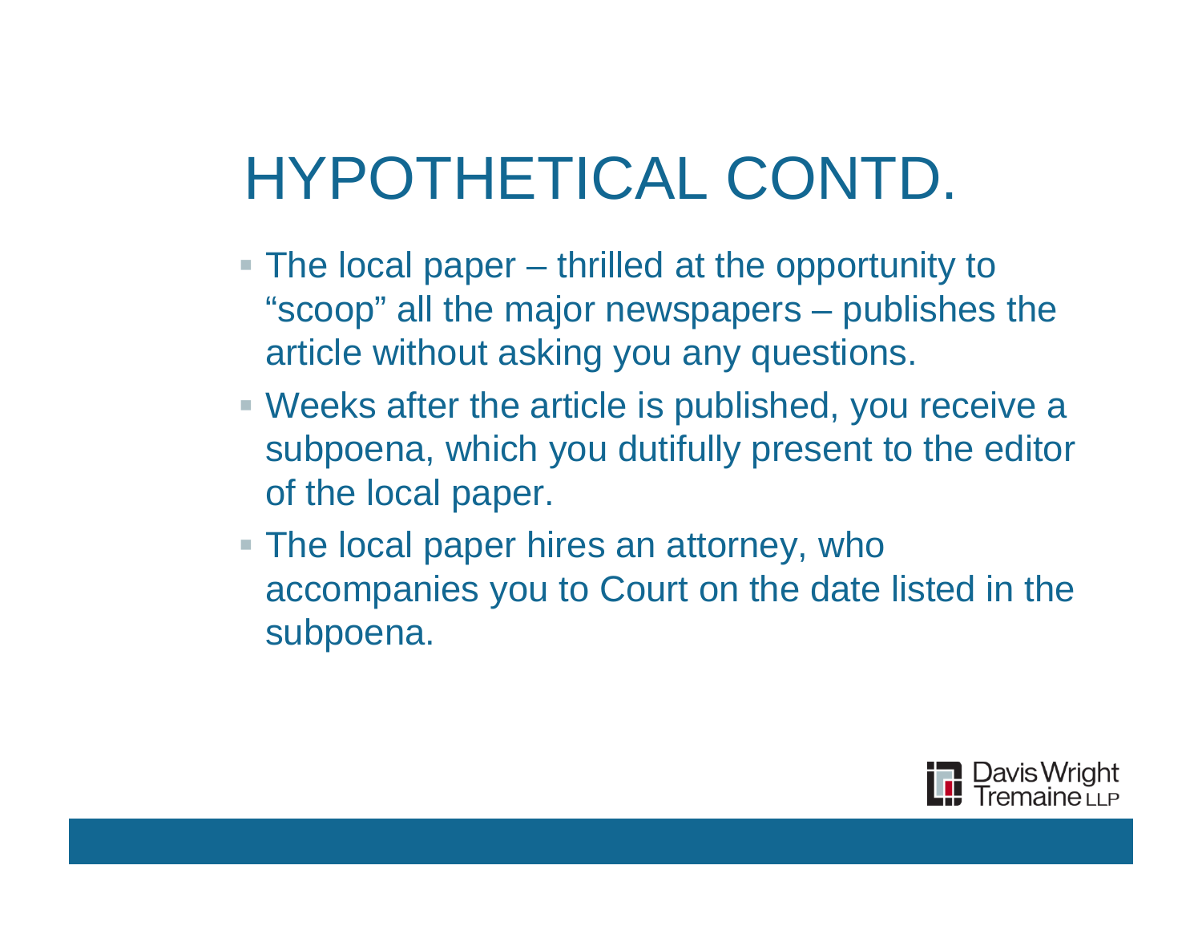# HYPOTHETICAL CONTD.

- The local paper – thrilled at the opportunity to "scoop" all the major newspapers – publishes the article without asking you any questions.
- Weeks after the article is published, you receive a subpoena, which you dutifully present to the editor of the local paper.
- The local paper hires an attorney, who accompanies you to Court on the date listed in the subpoena.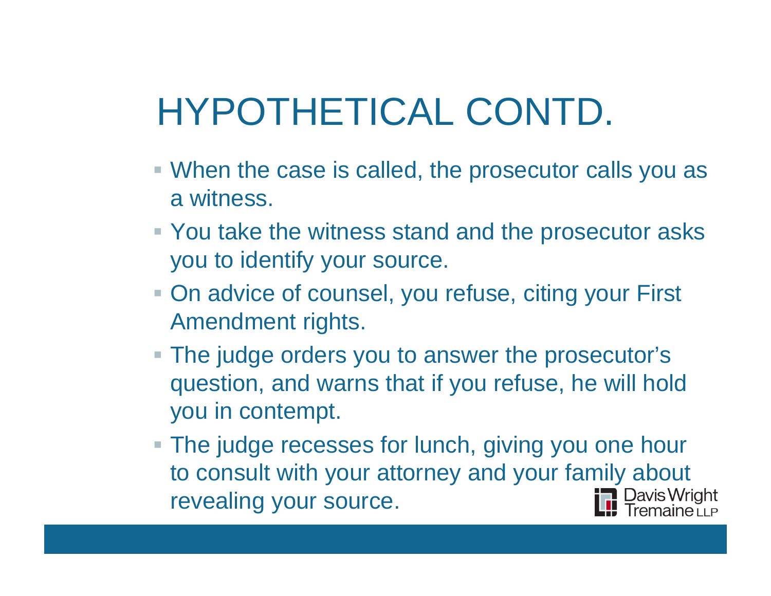# HYPOTHETICAL CONTD.

- When the case is called, the prosecutor calls you as a witness.
- You take the witness stand and the prosecutor asks you to identify your source.
- On advice of counsel, you refuse, citing your First Amendment rights.
- The judge orders you to answer the prosecutor's question, and warns that if you refuse, he will hold you in contempt.
- The judge recesses for lunch, giving you one hour to consult with your attorney and your family about revealing your source.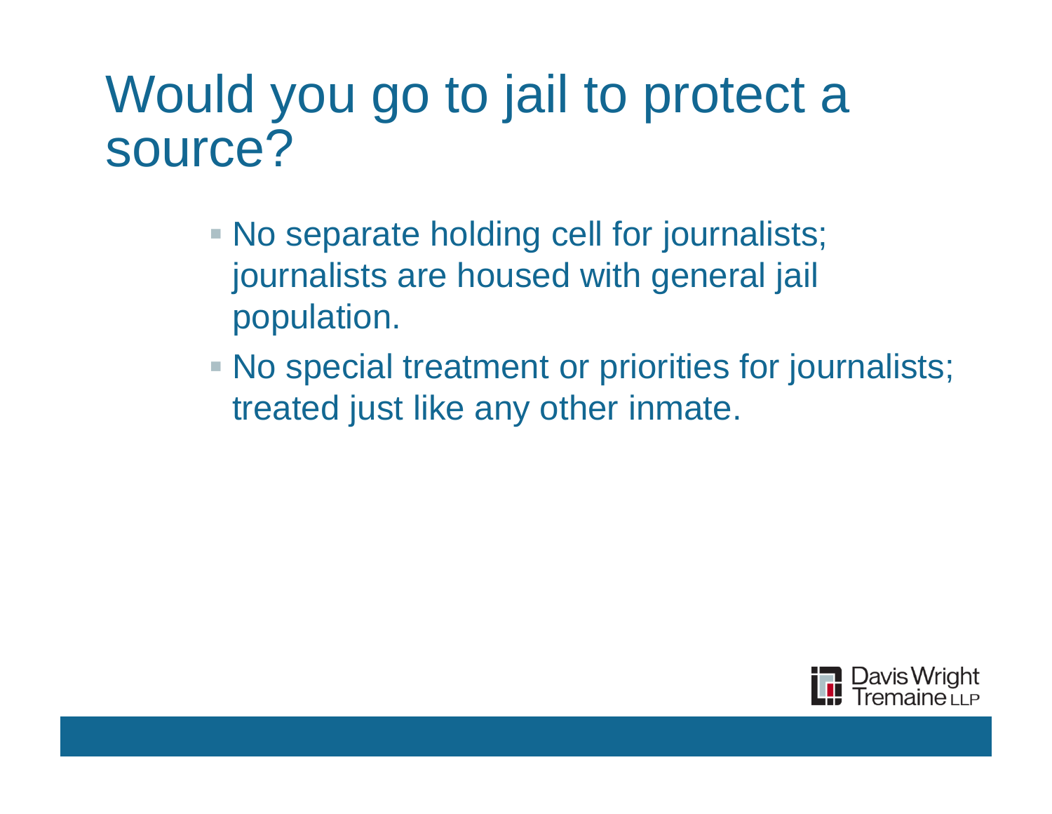# Would you go to jail to protect a source?

- No separate holding cell for journalists; journalists are housed with general jail population.
- No special treatment or priorities for journalists; treated just like any other inmate.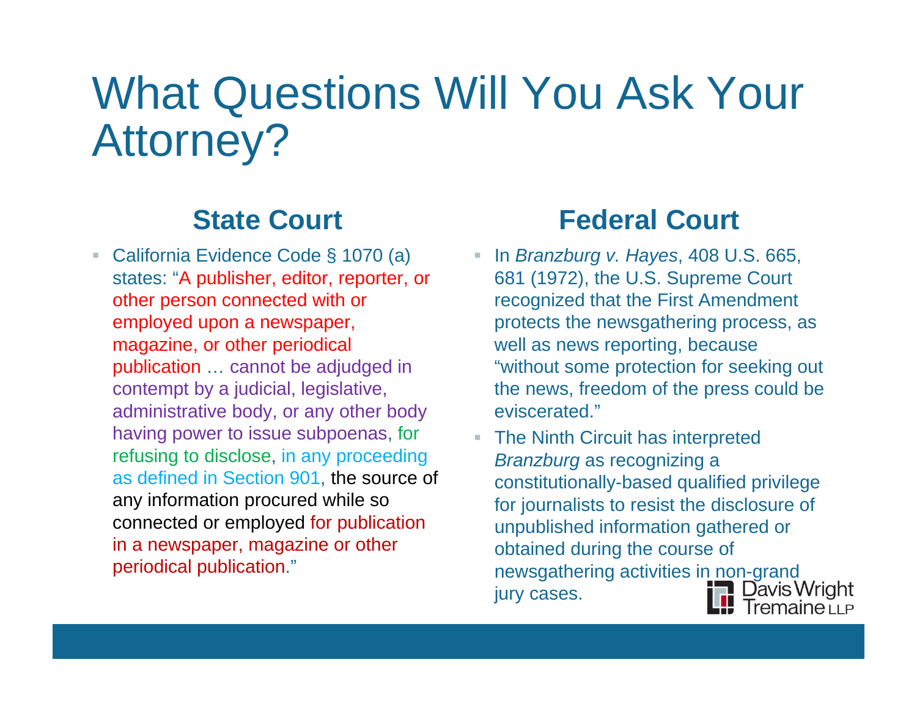# What Questions Will You Ask Your Attorney?

## State Court

- California Evidence Code § 1070 (a) states: "A publisher, editor, reporter, or other person connected with or employed upon a newspaper, magazine, or other periodical publication … cannot be adjudged in contempt by a judicial, legislative, administrative body, or any other body having power to issue subpoenas, for refusing to disclose, in any proceeding as defined in Section 901, the source of any information procured while so connected or employed for publication in a newspaper, magazine or other periodical publication."

## Federal Court

- In *Branzburg v. Hayes*, 408 U.S. 665, 681 (1972), the U.S. Supreme Court recognized that the First Amendment protects the newsgathering process, as well as news reporting, because "without some protection for seeking out the news, freedom of the press could be eviscerated."
- The Ninth Circuit has interpreted *Branzburg* as recognizing a constitutionally-based qualified privilege for journalists to resist the disclosure of unpublished information gathered or obtained during the course of newsgathering activities in non-grand jury cases.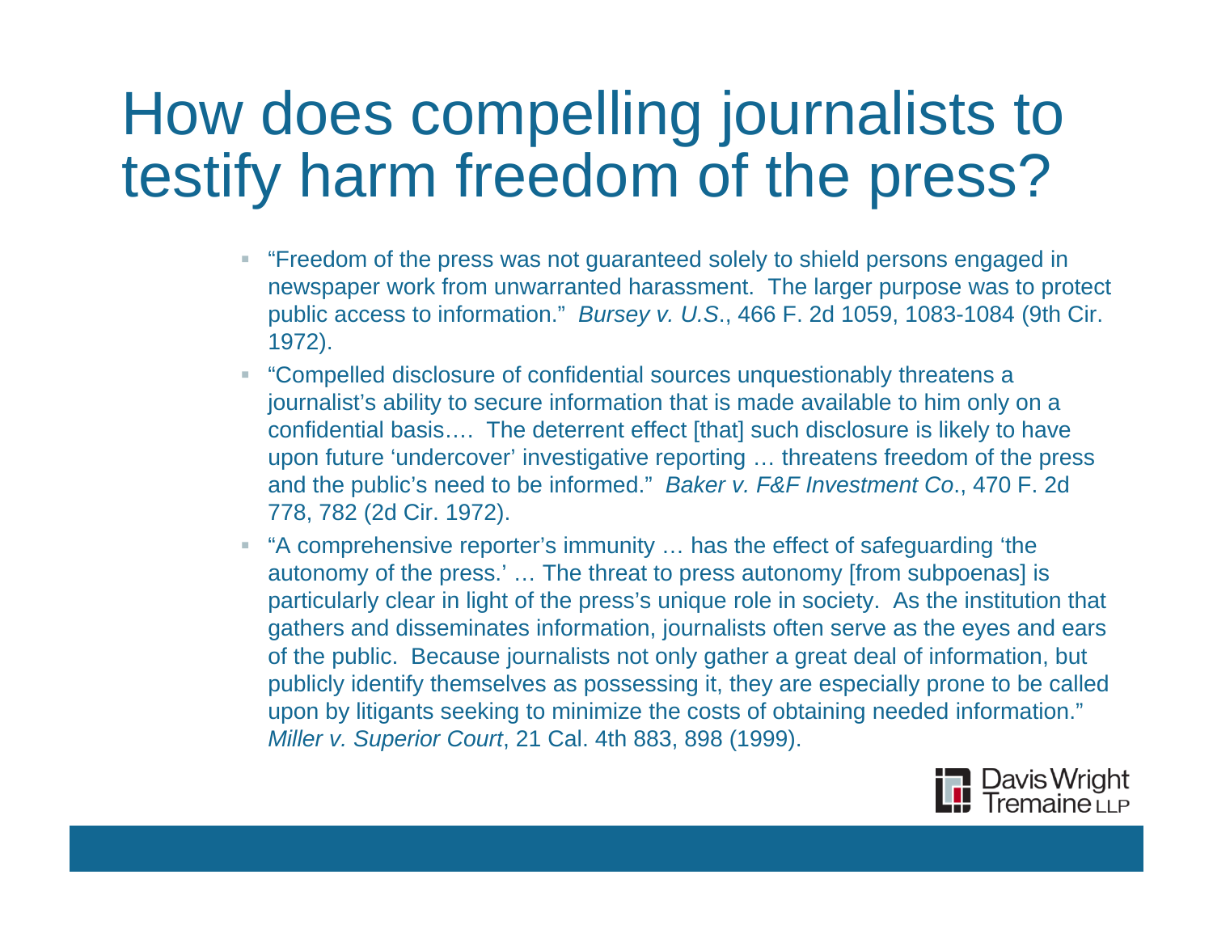# How does compelling journalists to testify harm freedom of the press?

- "Freedom of the press was not guaranteed solely to shield persons engaged in newspaper work from unwarranted harassment. The larger purpose was to protect public access to information." *Bursey v. U.S.*, 466 F. 2d 1059, 1083-1084 (9th Cir. 1972).
- "Compelled disclosure of confidential sources unquestionably threatens a journalist's ability to secure information that is made available to him only on a confidential basis…. The deterrent effect [that] such disclosure is likely to have upon future 'undercover' investigative reporting … threatens freedom of the press and the public's need to be informed." *Baker v. F&F Investment Co.*, 470 F. 2d 778, 782 (2d Cir. 1972).
- "A comprehensive reporter's immunity … has the effect of safeguarding 'the autonomy of the press.' … The threat to press autonomy [from subpoenas] is particularly clear in light of the press's unique role in society. As the institution that gathers and disseminates information, journalists often serve as the eyes and ears of the public. Because journalists not only gather a great deal of information, but publicly identify themselves as possessing it, they are especially prone to be called upon by litigants seeking to minimize the costs of obtaining needed information." *Miller v. Superior Court*, 21 Cal. 4th 883, 898 (1999).

Davis Wright Tremaine LLP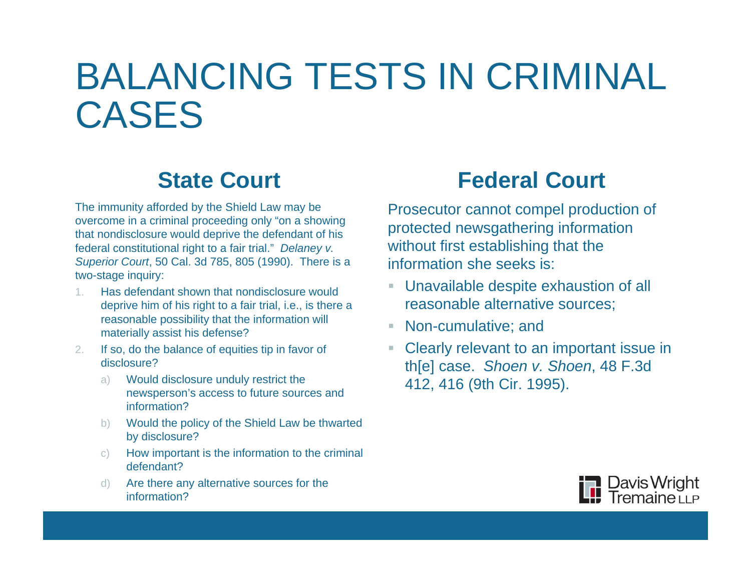# BALANCING TESTS IN CRIMINAL CASES

## State Court

The immunity afforded by the Shield Law may be overcome in a criminal proceeding only "on a showing that nondisclosure would deprive the defendant of his federal constitutional right to a fair trial." *Delaney v. Superior Court*, 50 Cal. 3d 785, 805 (1990). There is a two-stage inquiry:

1. Has defendant shown that nondisclosure would deprive him of his right to a fair trial, i.e., is there a reasonable possibility that the information will materially assist his defense?
2. If so, do the balance of equities tip in favor of disclosure?
   a) Would disclosure unduly restrict the newsperson's access to future sources and information?
   b) Would the policy of the Shield Law be thwarted by disclosure?
   c) How important is the information to the criminal defendant?
   d) Are there any alternative sources for the information?

## Federal Court

Prosecutor cannot compel production of protected newsgathering information without first establishing that the information she seeks is:

- Unavailable despite exhaustion of all reasonable alternative sources;
- Non-cumulative; and
- Clearly relevant to an important issue in th[e] case. *Shoen v. Shoen*, 48 F.3d 412, 416 (9th Cir. 1995).

Davis Wright Tremaine LLP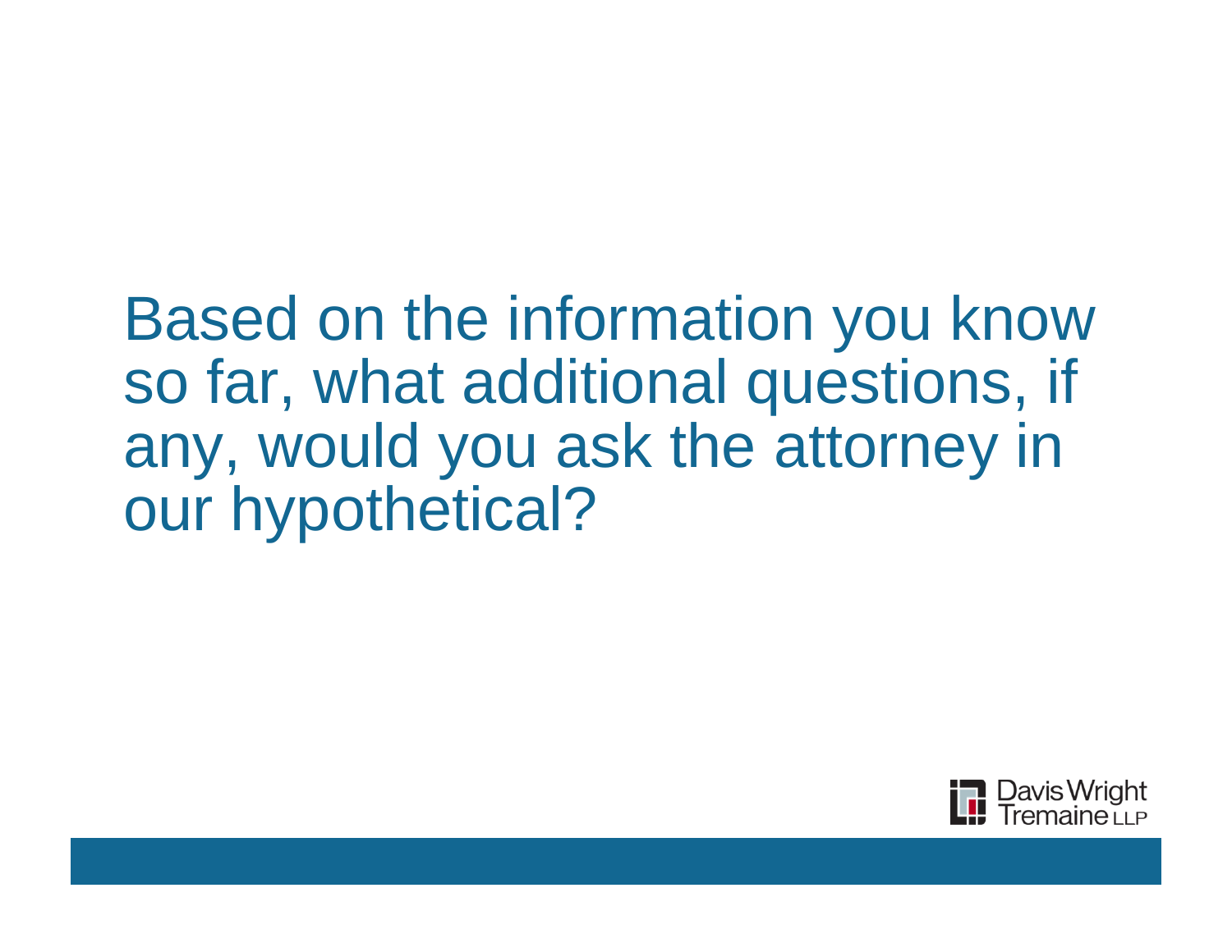Based on the information you know so far, what additional questions, if any, would you ask the attorney in our hypothetical?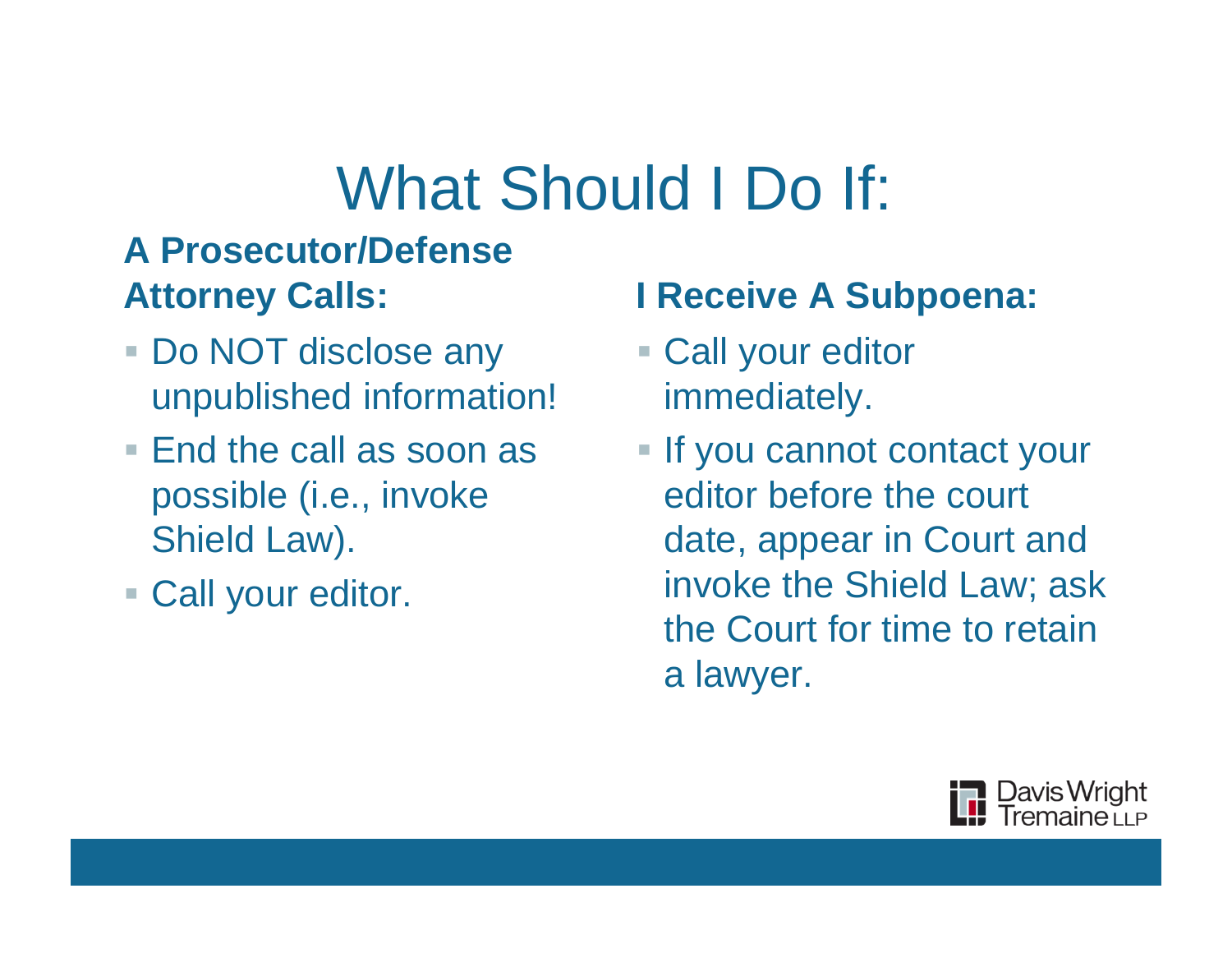# What Should I Do If:

## A Prosecutor/Defense Attorney Calls:

- Do NOT disclose any unpublished information!
- End the call as soon as possible (i.e., invoke Shield Law).
- Call your editor.

## I Receive A Subpoena:

- Call your editor immediately.
- If you cannot contact your editor before the court date, appear in Court and invoke the Shield Law; ask the Court for time to retain a lawyer.

Davis Wright Tremaine LLP